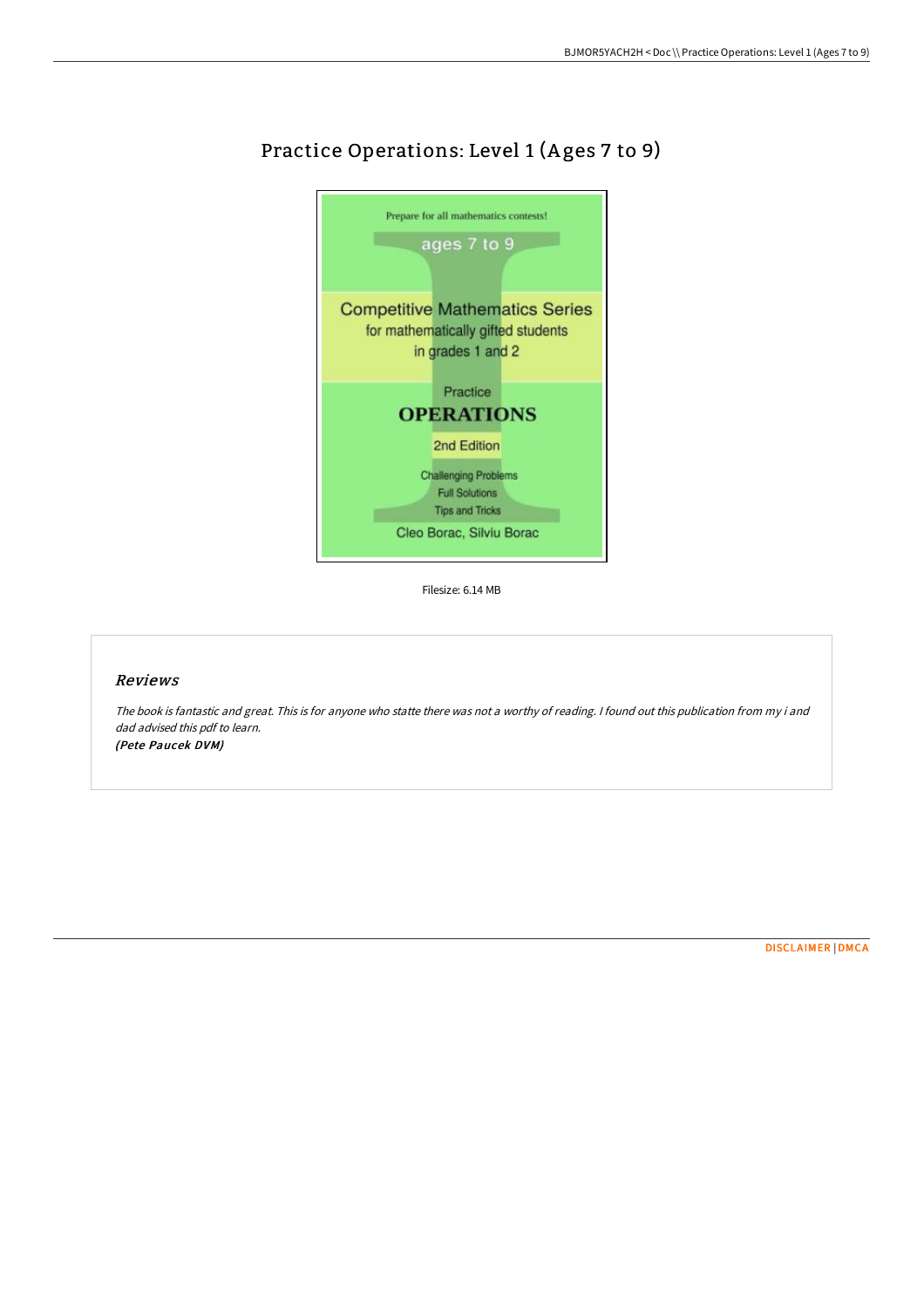# Practice Operations: Level 1 (Ages 7 to 9)

Prepare for all mathematics contests!

ages 7 to 9

Competitive Mathematics Series for mathematically gifted students in grades 1 and 2

Practice

**OPERATIONS**

2nd Edition

Challenging Problems
Full Solutions
Tips and Tricks

Cleo Borac, Silviu Borac

Filesize: 6.14 MB

## *Reviews*

*The book is fantastic and great. This is for anyone who statte there was not a worthy of reading. I found out this publication from my i and dad advised this pdf to learn.*
***(Pete Paucek DVM)***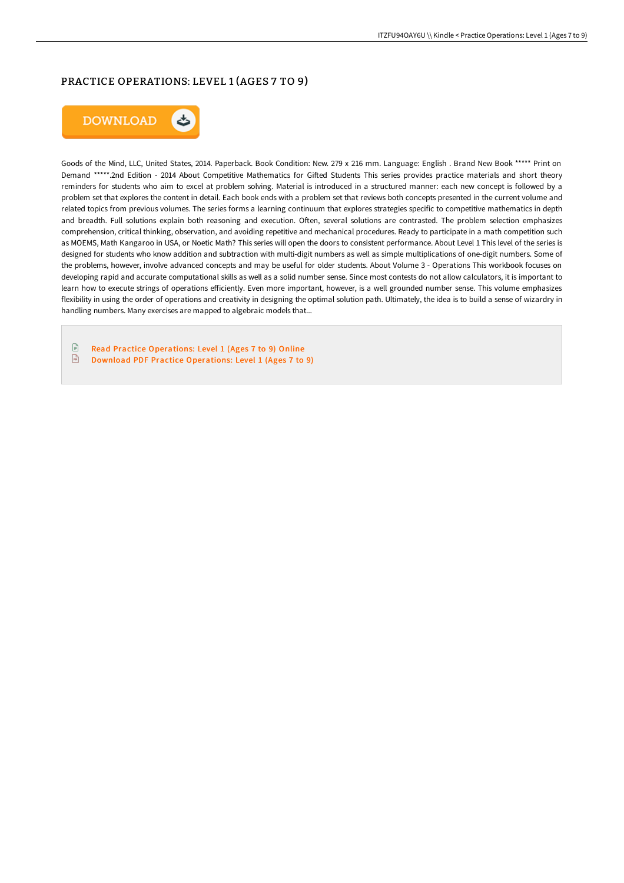# PRACTICE OPERATIONS: LEVEL 1 (AGES 7 TO 9)

DOWNLOAD

Goods of the Mind, LLC, United States, 2014. Paperback. Book Condition: New. 279 x 216 mm. Language: English . Brand New Book ***** Print on Demand *****.2nd Edition - 2014 About Competitive Mathematics for Gifted Students This series provides practice materials and short theory reminders for students who aim to excel at problem solving. Material is introduced in a structured manner: each new concept is followed by a problem set that explores the content in detail. Each book ends with a problem set that reviews both concepts presented in the current volume and related topics from previous volumes. The series forms a learning continuum that explores strategies specific to competitive mathematics in depth and breadth. Full solutions explain both reasoning and execution. Often, several solutions are contrasted. The problem selection emphasizes comprehension, critical thinking, observation, and avoiding repetitive and mechanical procedures. Ready to participate in a math competition such as MOEMS, Math Kangaroo in USA, or Noetic Math? This series will open the doors to consistent performance. About Level 1 This level of the series is designed for students who know addition and subtraction with multi-digit numbers as well as simple multiplications of one-digit numbers. Some of the problems, however, involve advanced concepts and may be useful for older students. About Volume 3 - Operations This workbook focuses on developing rapid and accurate computational skills as well as a solid number sense. Since most contests do not allow calculators, it is important to learn how to execute strings of operations efficiently. Even more important, however, is a well grounded number sense. This volume emphasizes flexibility in using the order of operations and creativity in designing the optimal solution path. Ultimately, the idea is to build a sense of wizardry in handling numbers. Many exercises are mapped to algebraic models that...

Read Practice Operations: Level 1 (Ages 7 to 9) Online

Download PDF Practice Operations: Level 1 (Ages 7 to 9)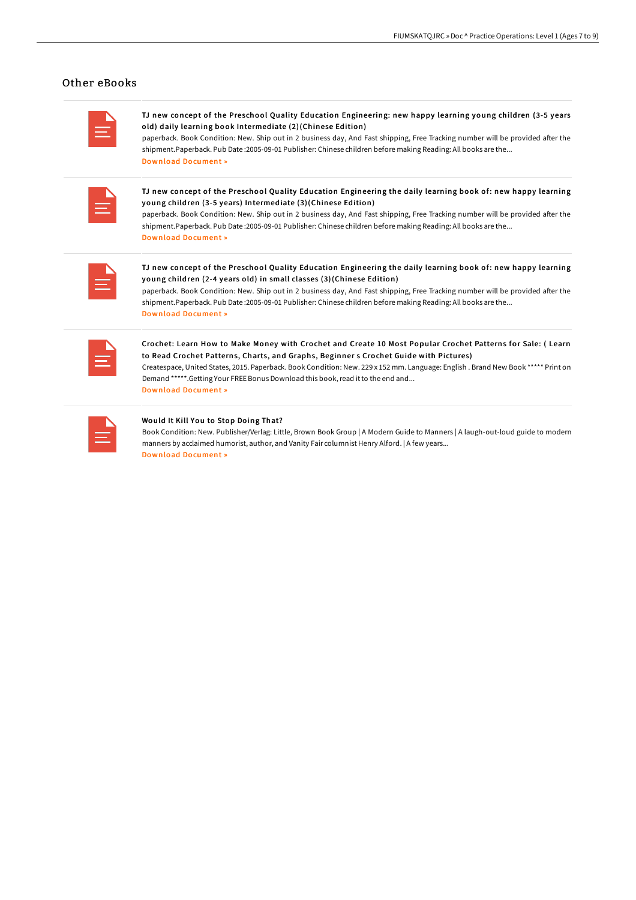## Other eBooks

**TJ new concept of the Preschool Quality Education Engineering: new happy learning young children (3-5 years old) daily learning book Intermediate (2)(Chinese Edition)**

paperback. Book Condition: New. Ship out in 2 business day, And Fast shipping, Free Tracking number will be provided after the shipment.Paperback. Pub Date :2005-09-01 Publisher: Chinese children before making Reading: All books are the...

Download Document »

**TJ new concept of the Preschool Quality Education Engineering the daily learning book of: new happy learning young children (3-5 years) Intermediate (3)(Chinese Edition)**

paperback. Book Condition: New. Ship out in 2 business day, And Fast shipping, Free Tracking number will be provided after the shipment.Paperback. Pub Date :2005-09-01 Publisher: Chinese children before making Reading: All books are the...

Download Document »

**TJ new concept of the Preschool Quality Education Engineering the daily learning book of: new happy learning young children (2-4 years old) in small classes (3)(Chinese Edition)**

paperback. Book Condition: New. Ship out in 2 business day, And Fast shipping, Free Tracking number will be provided after the shipment.Paperback. Pub Date :2005-09-01 Publisher: Chinese children before making Reading: All books are the...

Download Document »

**Crochet: Learn How to Make Money with Crochet and Create 10 Most Popular Crochet Patterns for Sale: ( Learn to Read Crochet Patterns, Charts, and Graphs, Beginner s Crochet Guide with Pictures)**

Createspace, United States, 2015. Paperback. Book Condition: New. 229 x 152 mm. Language: English . Brand New Book ***** Print on Demand *****.Getting Your FREE Bonus Download this book, read it to the end and...

Download Document »

**Would It Kill You to Stop Doing That?**

Book Condition: New. Publisher/Verlag: Little, Brown Book Group | A Modern Guide to Manners | A laugh-out-loud guide to modern manners by acclaimed humorist, author, and Vanity Fair columnist Henry Alford. | A few years...

Download Document »